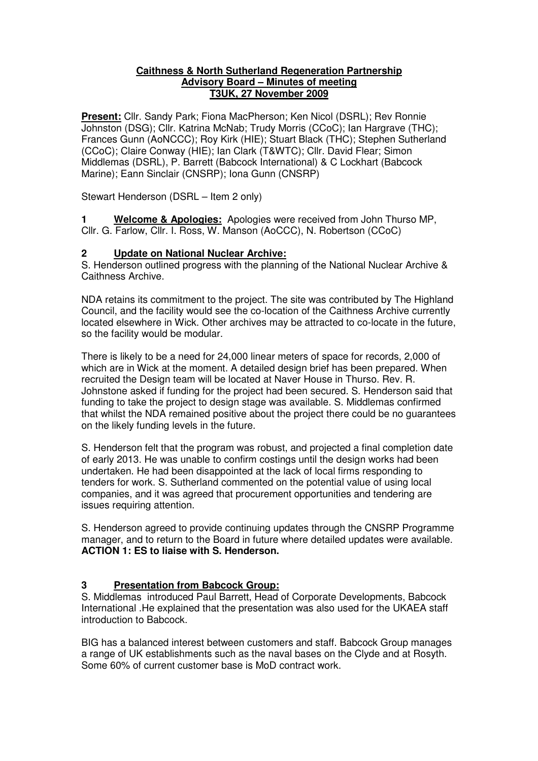**Caithness & North Sutherland Regeneration Partnership**
**Advisory Board – Minutes of meeting**
**T3UK, 27 November 2009**

**Present:** Cllr. Sandy Park; Fiona MacPherson; Ken Nicol (DSRL); Rev Ronnie Johnston (DSG); Cllr. Katrina McNab; Trudy Morris (CCoC); Ian Hargrave (THC); Frances Gunn (AoNCCC); Roy Kirk (HIE); Stuart Black (THC); Stephen Sutherland (CCoC); Claire Conway (HIE); Ian Clark (T&WTC); Cllr. David Flear; Simon Middlemas (DSRL), P. Barrett (Babcock International) & C Lockhart (Babcock Marine); Eann Sinclair (CNSRP); Iona Gunn (CNSRP)

Stewart Henderson (DSRL – Item 2 only)

**1 Welcome & Apologies:** Apologies were received from John Thurso MP, Cllr. G. Farlow, Cllr. I. Ross, W. Manson (AoCCC), N. Robertson (CCoC)

**2 Update on National Nuclear Archive:**

S. Henderson outlined progress with the planning of the National Nuclear Archive & Caithness Archive.

NDA retains its commitment to the project. The site was contributed by The Highland Council, and the facility would see the co-location of the Caithness Archive currently located elsewhere in Wick. Other archives may be attracted to co-locate in the future, so the facility would be modular.

There is likely to be a need for 24,000 linear meters of space for records, 2,000 of which are in Wick at the moment. A detailed design brief has been prepared. When recruited the Design team will be located at Naver House in Thurso. Rev. R. Johnstone asked if funding for the project had been secured. S. Henderson said that funding to take the project to design stage was available. S. Middlemas confirmed that whilst the NDA remained positive about the project there could be no guarantees on the likely funding levels in the future.

S. Henderson felt that the program was robust, and projected a final completion date of early 2013. He was unable to confirm costings until the design works had been undertaken. He had been disappointed at the lack of local firms responding to tenders for work. S. Sutherland commented on the potential value of using local companies, and it was agreed that procurement opportunities and tendering are issues requiring attention.

S. Henderson agreed to provide continuing updates through the CNSRP Programme manager, and to return to the Board in future where detailed updates were available.
**ACTION 1: ES to liaise with S. Henderson.**

**3 Presentation from Babcock Group:**

S. Middlemas introduced Paul Barrett, Head of Corporate Developments, Babcock International .He explained that the presentation was also used for the UKAEA staff introduction to Babcock.

BIG has a balanced interest between customers and staff. Babcock Group manages a range of UK establishments such as the naval bases on the Clyde and at Rosyth. Some 60% of current customer base is MoD contract work.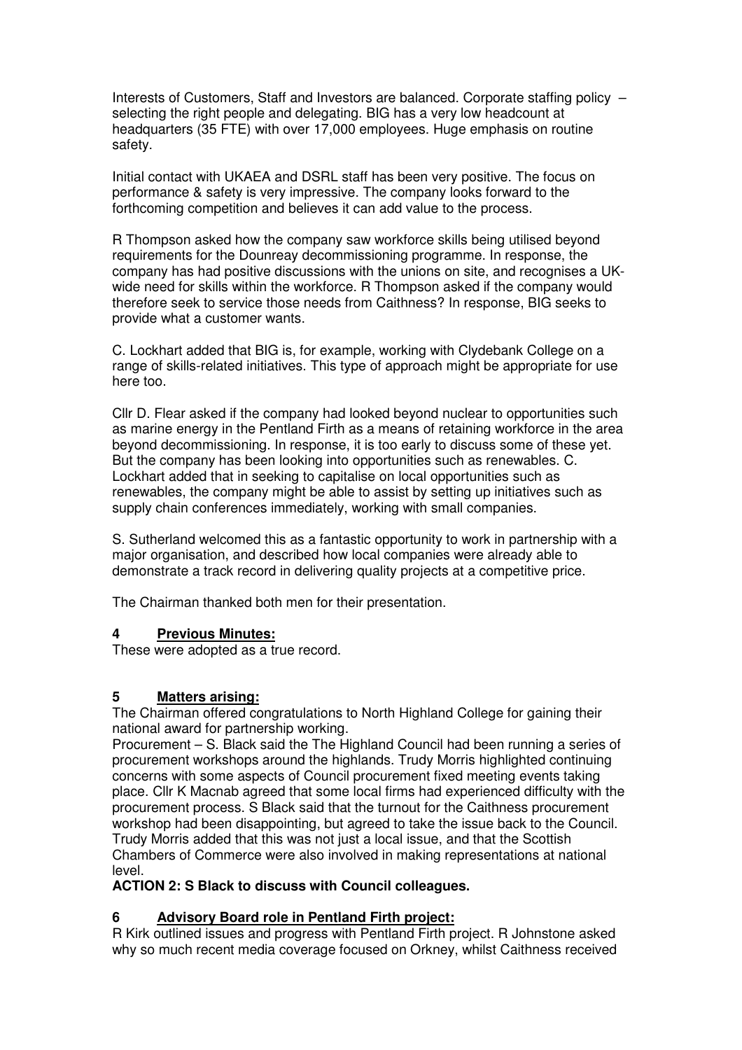Interests of Customers, Staff and Investors are balanced. Corporate staffing policy – selecting the right people and delegating. BIG has a very low headcount at headquarters (35 FTE) with over 17,000 employees. Huge emphasis on routine safety.

Initial contact with UKAEA and DSRL staff has been very positive. The focus on performance & safety is very impressive. The company looks forward to the forthcoming competition and believes it can add value to the process.

R Thompson asked how the company saw workforce skills being utilised beyond requirements for the Dounreay decommissioning programme. In response, the company has had positive discussions with the unions on site, and recognises a UK-wide need for skills within the workforce. R Thompson asked if the company would therefore seek to service those needs from Caithness? In response, BIG seeks to provide what a customer wants.

C. Lockhart added that BIG is, for example, working with Clydebank College on a range of skills-related initiatives. This type of approach might be appropriate for use here too.

Cllr D. Flear asked if the company had looked beyond nuclear to opportunities such as marine energy in the Pentland Firth as a means of retaining workforce in the area beyond decommissioning. In response, it is too early to discuss some of these yet. But the company has been looking into opportunities such as renewables. C. Lockhart added that in seeking to capitalise on local opportunities such as renewables, the company might be able to assist by setting up initiatives such as supply chain conferences immediately, working with small companies.

S. Sutherland welcomed this as a fantastic opportunity to work in partnership with a major organisation, and described how local companies were already able to demonstrate a track record in delivering quality projects at a competitive price.

The Chairman thanked both men for their presentation.

## 4 Previous Minutes:

These were adopted as a true record.

## 5 Matters arising:

The Chairman offered congratulations to North Highland College for gaining their national award for partnership working.

Procurement – S. Black said the The Highland Council had been running a series of procurement workshops around the highlands. Trudy Morris highlighted continuing concerns with some aspects of Council procurement fixed meeting events taking place. Cllr K Macnab agreed that some local firms had experienced difficulty with the procurement process. S Black said that the turnout for the Caithness procurement workshop had been disappointing, but agreed to take the issue back to the Council. Trudy Morris added that this was not just a local issue, and that the Scottish Chambers of Commerce were also involved in making representations at national level.

**ACTION 2: S Black to discuss with Council colleagues.**

## 6 Advisory Board role in Pentland Firth project:

R Kirk outlined issues and progress with Pentland Firth project. R Johnstone asked why so much recent media coverage focused on Orkney, whilst Caithness received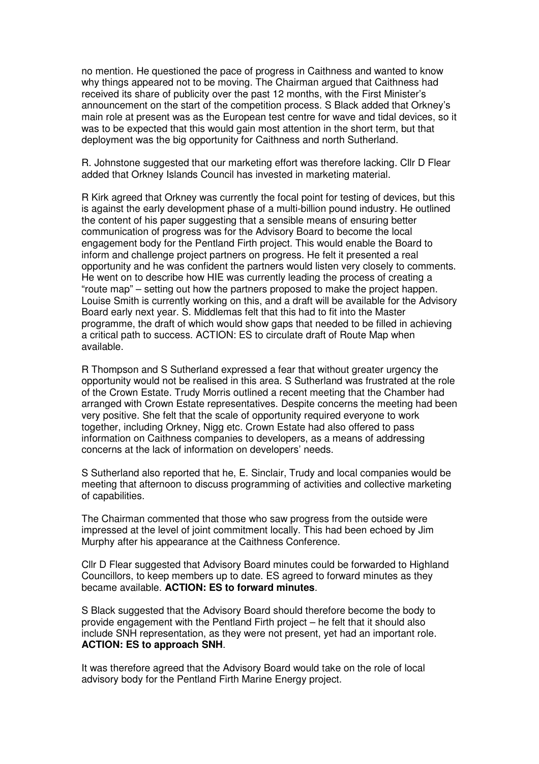no mention. He questioned the pace of progress in Caithness and wanted to know why things appeared not to be moving. The Chairman argued that Caithness had received its share of publicity over the past 12 months, with the First Minister's announcement on the start of the competition process. S Black added that Orkney's main role at present was as the European test centre for wave and tidal devices, so it was to be expected that this would gain most attention in the short term, but that deployment was the big opportunity for Caithness and north Sutherland.

R. Johnstone suggested that our marketing effort was therefore lacking. Cllr D Flear added that Orkney Islands Council has invested in marketing material.

R Kirk agreed that Orkney was currently the focal point for testing of devices, but this is against the early development phase of a multi-billion pound industry. He outlined the content of his paper suggesting that a sensible means of ensuring better communication of progress was for the Advisory Board to become the local engagement body for the Pentland Firth project. This would enable the Board to inform and challenge project partners on progress. He felt it presented a real opportunity and he was confident the partners would listen very closely to comments. He went on to describe how HIE was currently leading the process of creating a "route map" – setting out how the partners proposed to make the project happen. Louise Smith is currently working on this, and a draft will be available for the Advisory Board early next year. S. Middlemas felt that this had to fit into the Master programme, the draft of which would show gaps that needed to be filled in achieving a critical path to success. ACTION: ES to circulate draft of Route Map when available.

R Thompson and S Sutherland expressed a fear that without greater urgency the opportunity would not be realised in this area. S Sutherland was frustrated at the role of the Crown Estate. Trudy Morris outlined a recent meeting that the Chamber had arranged with Crown Estate representatives. Despite concerns the meeting had been very positive. She felt that the scale of opportunity required everyone to work together, including Orkney, Nigg etc. Crown Estate had also offered to pass information on Caithness companies to developers, as a means of addressing concerns at the lack of information on developers' needs.

S Sutherland also reported that he, E. Sinclair, Trudy and local companies would be meeting that afternoon to discuss programming of activities and collective marketing of capabilities.

The Chairman commented that those who saw progress from the outside were impressed at the level of joint commitment locally. This had been echoed by Jim Murphy after his appearance at the Caithness Conference.

Cllr D Flear suggested that Advisory Board minutes could be forwarded to Highland Councillors, to keep members up to date. ES agreed to forward minutes as they became available. **ACTION: ES to forward minutes**.

S Black suggested that the Advisory Board should therefore become the body to provide engagement with the Pentland Firth project – he felt that it should also include SNH representation, as they were not present, yet had an important role. **ACTION: ES to approach SNH**.

It was therefore agreed that the Advisory Board would take on the role of local advisory body for the Pentland Firth Marine Energy project.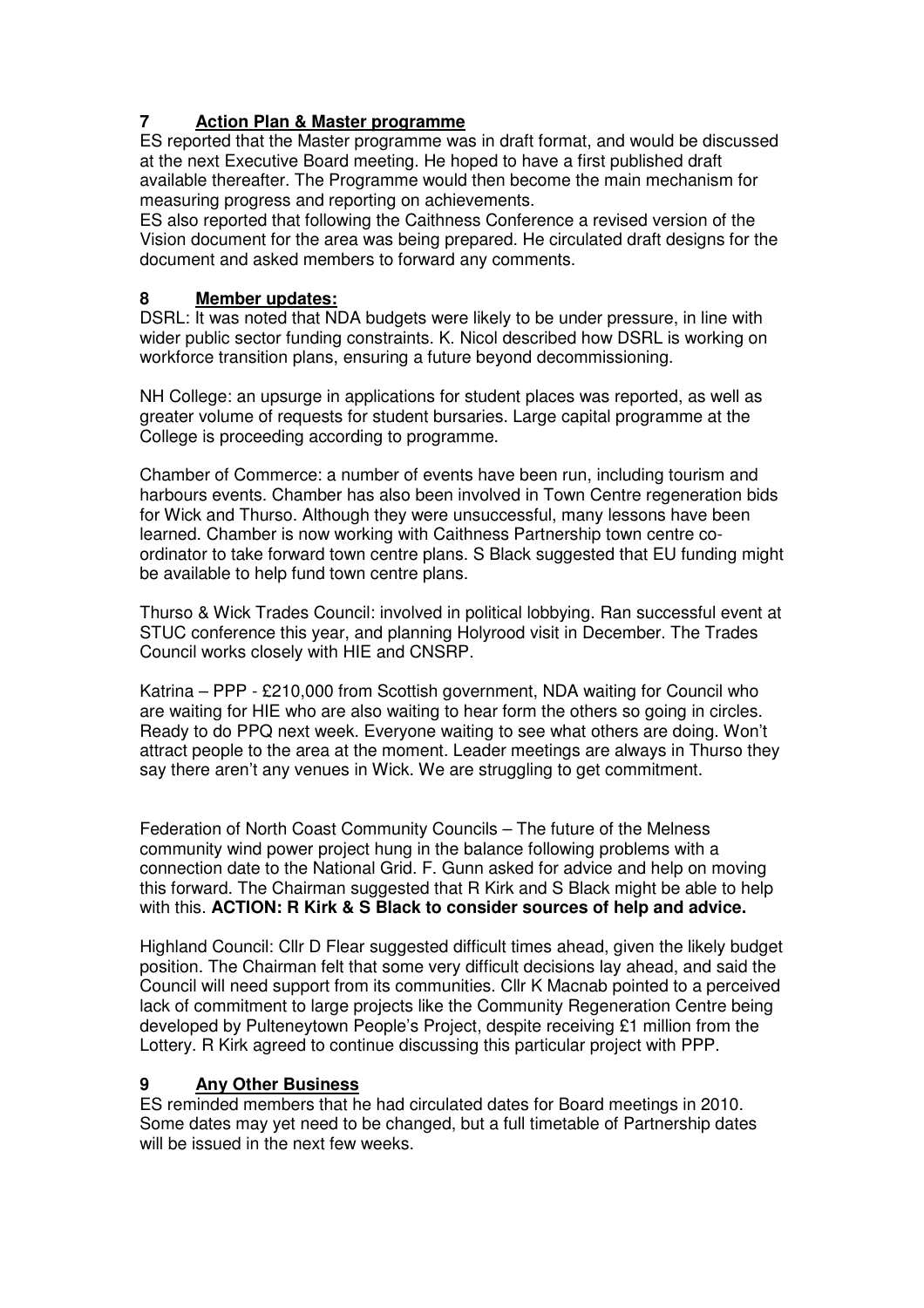## 7 **Action Plan & Master programme**

ES reported that the Master programme was in draft format, and would be discussed at the next Executive Board meeting. He hoped to have a first published draft available thereafter. The Programme would then become the main mechanism for measuring progress and reporting on achievements.

ES also reported that following the Caithness Conference a revised version of the Vision document for the area was being prepared. He circulated draft designs for the document and asked members to forward any comments.

## 8 **Member updates:**

DSRL: It was noted that NDA budgets were likely to be under pressure, in line with wider public sector funding constraints. K. Nicol described how DSRL is working on workforce transition plans, ensuring a future beyond decommissioning.

NH College: an upsurge in applications for student places was reported, as well as greater volume of requests for student bursaries. Large capital programme at the College is proceeding according to programme.

Chamber of Commerce: a number of events have been run, including tourism and harbours events. Chamber has also been involved in Town Centre regeneration bids for Wick and Thurso. Although they were unsuccessful, many lessons have been learned. Chamber is now working with Caithness Partnership town centre co-ordinator to take forward town centre plans. S Black suggested that EU funding might be available to help fund town centre plans.

Thurso & Wick Trades Council: involved in political lobbying. Ran successful event at STUC conference this year, and planning Holyrood visit in December. The Trades Council works closely with HIE and CNSRP.

Katrina – PPP - £210,000 from Scottish government, NDA waiting for Council who are waiting for HIE who are also waiting to hear form the others so going in circles. Ready to do PPQ next week. Everyone waiting to see what others are doing. Won't attract people to the area at the moment. Leader meetings are always in Thurso they say there aren't any venues in Wick. We are struggling to get commitment.

Federation of North Coast Community Councils – The future of the Melness community wind power project hung in the balance following problems with a connection date to the National Grid. F. Gunn asked for advice and help on moving this forward. The Chairman suggested that R Kirk and S Black might be able to help with this. **ACTION: R Kirk & S Black to consider sources of help and advice.**

Highland Council: Cllr D Flear suggested difficult times ahead, given the likely budget position. The Chairman felt that some very difficult decisions lay ahead, and said the Council will need support from its communities. Cllr K Macnab pointed to a perceived lack of commitment to large projects like the Community Regeneration Centre being developed by Pulteneytown People's Project, despite receiving £1 million from the Lottery. R Kirk agreed to continue discussing this particular project with PPP.

## 9 **Any Other Business**

ES reminded members that he had circulated dates for Board meetings in 2010. Some dates may yet need to be changed, but a full timetable of Partnership dates will be issued in the next few weeks.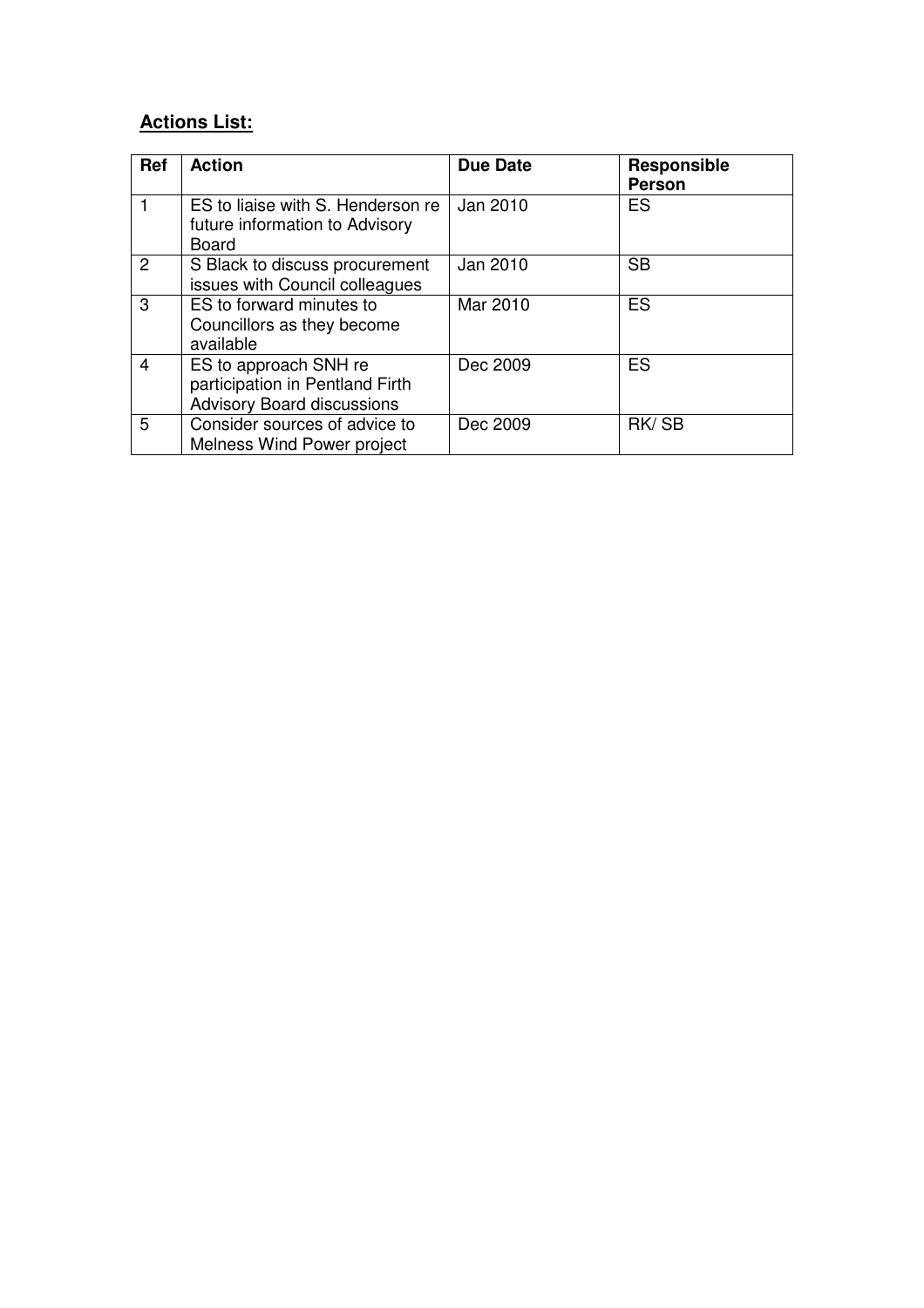**Actions List:**

| Ref | Action | Due Date | Responsible Person |
|---|---|---|---|
| 1 | ES to liaise with S. Henderson re future information to Advisory Board | Jan 2010 | ES |
| 2 | S Black to discuss procurement issues with Council colleagues | Jan 2010 | SB |
| 3 | ES to forward minutes to Councillors as they become available | Mar 2010 | ES |
| 4 | ES to approach SNH re participation in Pentland Firth Advisory Board discussions | Dec 2009 | ES |
| 5 | Consider sources of advice to Melness Wind Power project | Dec 2009 | RK/ SB |